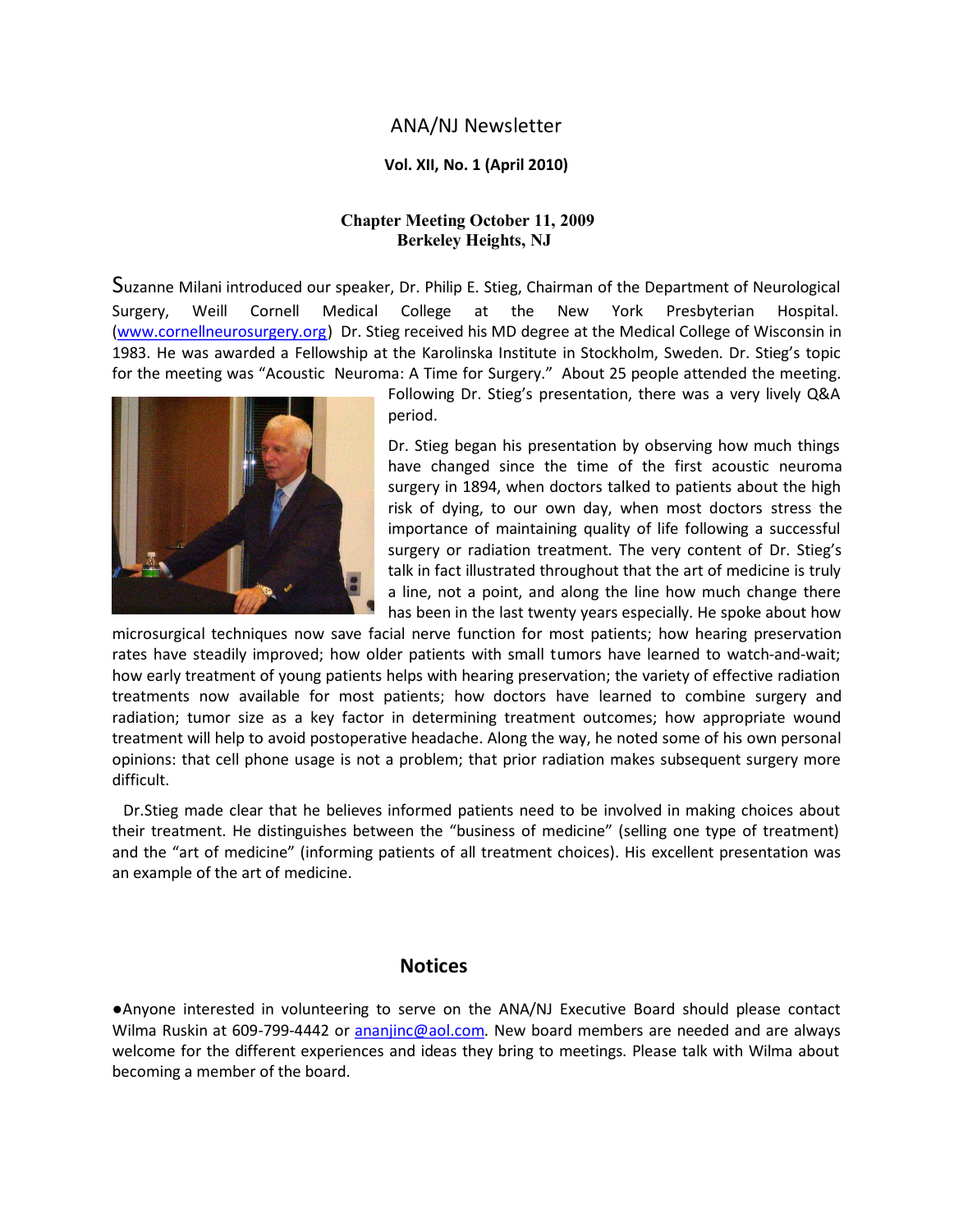# ANA/NJ Newsletter

**Vol. XII, No. 1 (April 2010)**

## Chapter Meeting October 11, 2009
## Berkeley Heights, NJ

Suzanne Milani introduced our speaker, Dr. Philip E. Stieg, Chairman of the Department of Neurological Surgery, Weill Cornell Medical College at the New York Presbyterian Hospital. (www.cornellneurosurgery.org) Dr. Stieg received his MD degree at the Medical College of Wisconsin in 1983. He was awarded a Fellowship at the Karolinska Institute in Stockholm, Sweden. Dr. Stieg's topic for the meeting was "Acoustic Neuroma: A Time for Surgery." About 25 people attended the meeting. Following Dr. Stieg's presentation, there was a very lively Q&A period.

Dr. Stieg began his presentation by observing how much things have changed since the time of the first acoustic neuroma surgery in 1894, when doctors talked to patients about the high risk of dying, to our own day, when most doctors stress the importance of maintaining quality of life following a successful surgery or radiation treatment. The very content of Dr. Stieg's talk in fact illustrated throughout that the art of medicine is truly a line, not a point, and along the line how much change there has been in the last twenty years especially. He spoke about how microsurgical techniques now save facial nerve function for most patients; how hearing preservation rates have steadily improved; how older patients with small tumors have learned to watch-and-wait; how early treatment of young patients helps with hearing preservation; the variety of effective radiation treatments now available for most patients; how doctors have learned to combine surgery and radiation; tumor size as a key factor in determining treatment outcomes; how appropriate wound treatment will help to avoid postoperative headache. Along the way, he noted some of his own personal opinions: that cell phone usage is not a problem; that prior radiation makes subsequent surgery more difficult.

Dr.Stieg made clear that he believes informed patients need to be involved in making choices about their treatment. He distinguishes between the "business of medicine" (selling one type of treatment) and the "art of medicine" (informing patients of all treatment choices). His excellent presentation was an example of the art of medicine.

## Notices

●Anyone interested in volunteering to serve on the ANA/NJ Executive Board should please contact Wilma Ruskin at 609-799-4442 or ananjinc@aol.com. New board members are needed and are always welcome for the different experiences and ideas they bring to meetings. Please talk with Wilma about becoming a member of the board.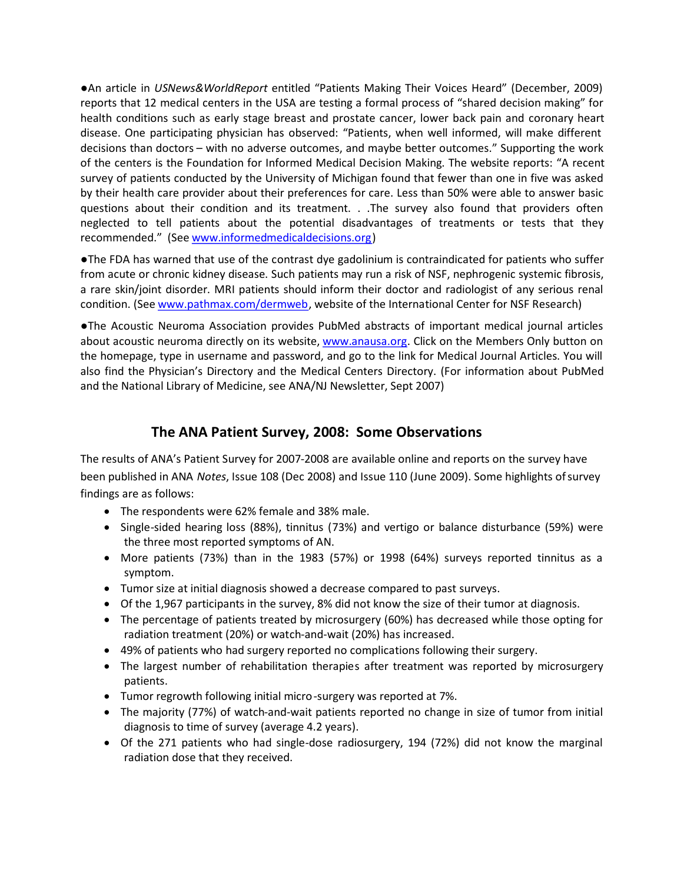●An article in *USNews&WorldReport* entitled "Patients Making Their Voices Heard" (December, 2009) reports that 12 medical centers in the USA are testing a formal process of "shared decision making" for health conditions such as early stage breast and prostate cancer, lower back pain and coronary heart disease. One participating physician has observed: "Patients, when well informed, will make different decisions than doctors – with no adverse outcomes, and maybe better outcomes." Supporting the work of the centers is the Foundation for Informed Medical Decision Making. The website reports: "A recent survey of patients conducted by the University of Michigan found that fewer than one in five was asked by their health care provider about their preferences for care. Less than 50% were able to answer basic questions about their condition and its treatment. . .The survey also found that providers often neglected to tell patients about the potential disadvantages of treatments or tests that they recommended." (See www.informedmedicaldecisions.org)

●The FDA has warned that use of the contrast dye gadolinium is contraindicated for patients who suffer from acute or chronic kidney disease. Such patients may run a risk of NSF, nephrogenic systemic fibrosis, a rare skin/joint disorder. MRI patients should inform their doctor and radiologist of any serious renal condition. (See www.pathmax.com/dermweb, website of the International Center for NSF Research)

●The Acoustic Neuroma Association provides PubMed abstracts of important medical journal articles about acoustic neuroma directly on its website, www.anausa.org. Click on the Members Only button on the homepage, type in username and password, and go to the link for Medical Journal Articles. You will also find the Physician's Directory and the Medical Centers Directory. (For information about PubMed and the National Library of Medicine, see ANA/NJ Newsletter, Sept 2007)

## The ANA Patient Survey, 2008: Some Observations

The results of ANA's Patient Survey for 2007-2008 are available online and reports on the survey have been published in ANA *Notes*, Issue 108 (Dec 2008) and Issue 110 (June 2009). Some highlights of survey findings are as follows:

- The respondents were 62% female and 38% male.
- Single-sided hearing loss (88%), tinnitus (73%) and vertigo or balance disturbance (59%) were the three most reported symptoms of AN.
- More patients (73%) than in the 1983 (57%) or 1998 (64%) surveys reported tinnitus as a symptom.
- Tumor size at initial diagnosis showed a decrease compared to past surveys.
- Of the 1,967 participants in the survey, 8% did not know the size of their tumor at diagnosis.
- The percentage of patients treated by microsurgery (60%) has decreased while those opting for radiation treatment (20%) or watch-and-wait (20%) has increased.
- 49% of patients who had surgery reported no complications following their surgery.
- The largest number of rehabilitation therapies after treatment was reported by microsurgery patients.
- Tumor regrowth following initial micro-surgery was reported at 7%.
- The majority (77%) of watch-and-wait patients reported no change in size of tumor from initial diagnosis to time of survey (average 4.2 years).
- Of the 271 patients who had single-dose radiosurgery, 194 (72%) did not know the marginal radiation dose that they received.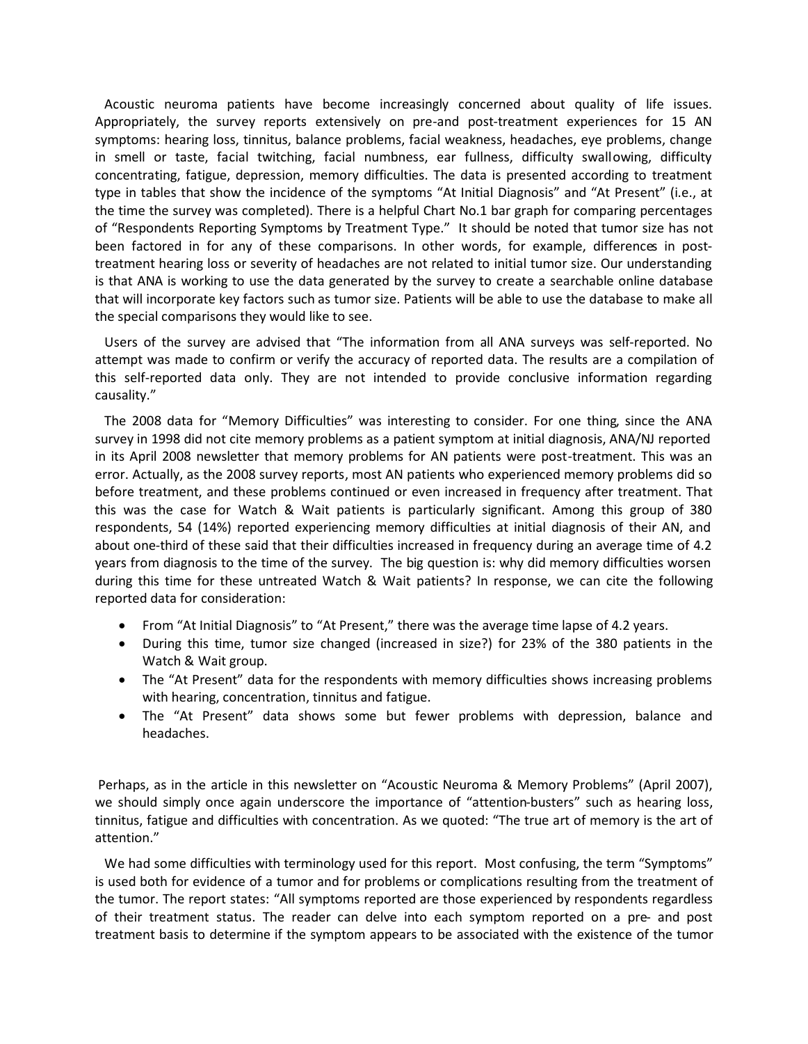Acoustic neuroma patients have become increasingly concerned about quality of life issues. Appropriately, the survey reports extensively on pre-and post-treatment experiences for 15 AN symptoms: hearing loss, tinnitus, balance problems, facial weakness, headaches, eye problems, change in smell or taste, facial twitching, facial numbness, ear fullness, difficulty swallowing, difficulty concentrating, fatigue, depression, memory difficulties. The data is presented according to treatment type in tables that show the incidence of the symptoms "At Initial Diagnosis" and "At Present" (i.e., at the time the survey was completed). There is a helpful Chart No.1 bar graph for comparing percentages of "Respondents Reporting Symptoms by Treatment Type." It should be noted that tumor size has not been factored in for any of these comparisons. In other words, for example, differences in post-treatment hearing loss or severity of headaches are not related to initial tumor size. Our understanding is that ANA is working to use the data generated by the survey to create a searchable online database that will incorporate key factors such as tumor size. Patients will be able to use the database to make all the special comparisons they would like to see.

Users of the survey are advised that "The information from all ANA surveys was self-reported. No attempt was made to confirm or verify the accuracy of reported data. The results are a compilation of this self-reported data only. They are not intended to provide conclusive information regarding causality."

The 2008 data for "Memory Difficulties" was interesting to consider. For one thing, since the ANA survey in 1998 did not cite memory problems as a patient symptom at initial diagnosis, ANA/NJ reported in its April 2008 newsletter that memory problems for AN patients were post-treatment. This was an error. Actually, as the 2008 survey reports, most AN patients who experienced memory problems did so before treatment, and these problems continued or even increased in frequency after treatment. That this was the case for Watch & Wait patients is particularly significant. Among this group of 380 respondents, 54 (14%) reported experiencing memory difficulties at initial diagnosis of their AN, and about one-third of these said that their difficulties increased in frequency during an average time of 4.2 years from diagnosis to the time of the survey. The big question is: why did memory difficulties worsen during this time for these untreated Watch & Wait patients? In response, we can cite the following reported data for consideration:

- From "At Initial Diagnosis" to "At Present," there was the average time lapse of 4.2 years.
- During this time, tumor size changed (increased in size?) for 23% of the 380 patients in the Watch & Wait group.
- The "At Present" data for the respondents with memory difficulties shows increasing problems with hearing, concentration, tinnitus and fatigue.
- The "At Present" data shows some but fewer problems with depression, balance and headaches.

Perhaps, as in the article in this newsletter on "Acoustic Neuroma & Memory Problems" (April 2007), we should simply once again underscore the importance of "attention-busters" such as hearing loss, tinnitus, fatigue and difficulties with concentration. As we quoted: "The true art of memory is the art of attention."

We had some difficulties with terminology used for this report. Most confusing, the term "Symptoms" is used both for evidence of a tumor and for problems or complications resulting from the treatment of the tumor. The report states: "All symptoms reported are those experienced by respondents regardless of their treatment status. The reader can delve into each symptom reported on a pre- and post treatment basis to determine if the symptom appears to be associated with the existence of the tumor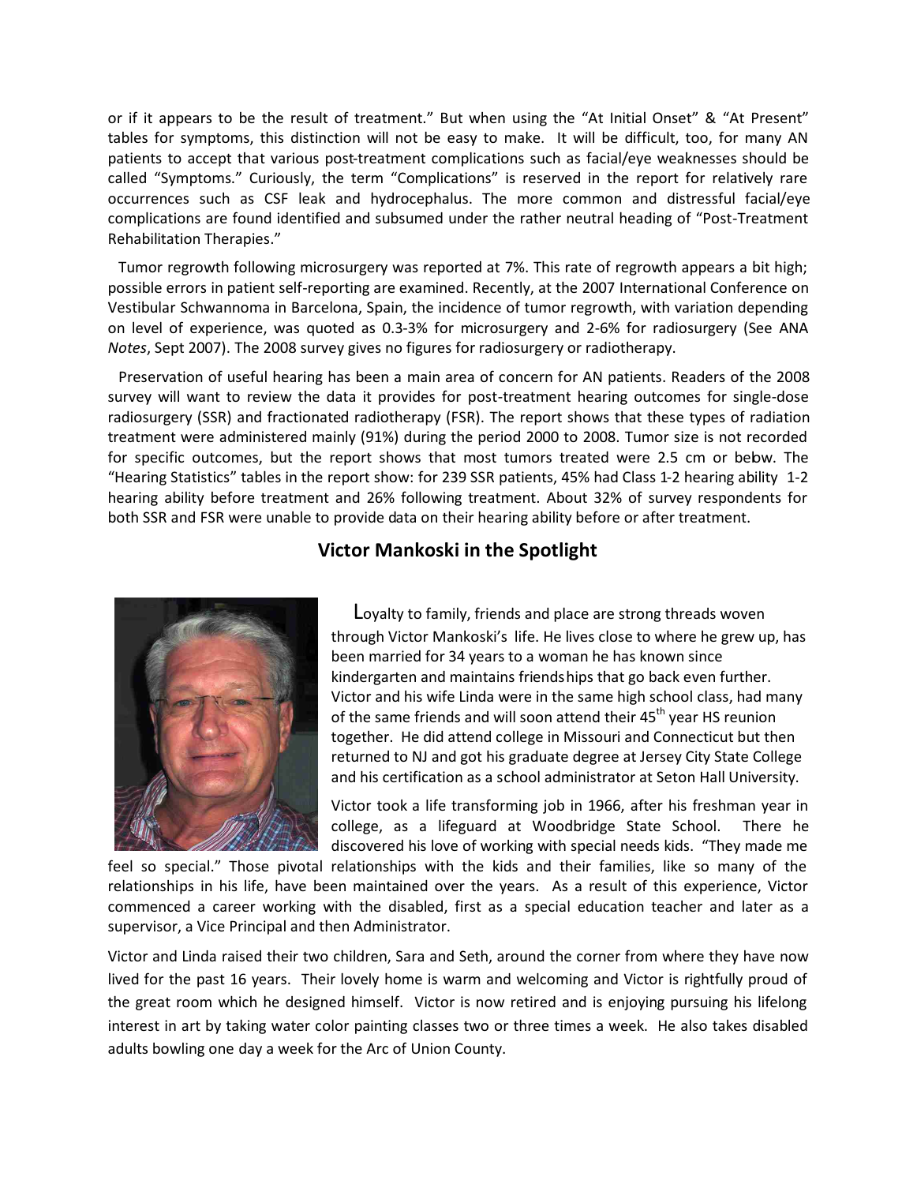or if it appears to be the result of treatment." But when using the "At Initial Onset" & "At Present" tables for symptoms, this distinction will not be easy to make. It will be difficult, too, for many AN patients to accept that various post-treatment complications such as facial/eye weaknesses should be called "Symptoms." Curiously, the term "Complications" is reserved in the report for relatively rare occurrences such as CSF leak and hydrocephalus. The more common and distressful facial/eye complications are found identified and subsumed under the rather neutral heading of "Post-Treatment Rehabilitation Therapies."

Tumor regrowth following microsurgery was reported at 7%. This rate of regrowth appears a bit high; possible errors in patient self-reporting are examined. Recently, at the 2007 International Conference on Vestibular Schwannoma in Barcelona, Spain, the incidence of tumor regrowth, with variation depending on level of experience, was quoted as 0.3-3% for microsurgery and 2-6% for radiosurgery (See ANA *Notes*, Sept 2007). The 2008 survey gives no figures for radiosurgery or radiotherapy.

Preservation of useful hearing has been a main area of concern for AN patients. Readers of the 2008 survey will want to review the data it provides for post-treatment hearing outcomes for single-dose radiosurgery (SSR) and fractionated radiotherapy (FSR). The report shows that these types of radiation treatment were administered mainly (91%) during the period 2000 to 2008. Tumor size is not recorded for specific outcomes, but the report shows that most tumors treated were 2.5 cm or below. The "Hearing Statistics" tables in the report show: for 239 SSR patients, 45% had Class 1-2 hearing ability 1-2 hearing ability before treatment and 26% following treatment. About 32% of survey respondents for both SSR and FSR were unable to provide data on their hearing ability before or after treatment.

## Victor Mankoski in the Spotlight

Loyalty to family, friends and place are strong threads woven through Victor Mankoski's life. He lives close to where he grew up, has been married for 34 years to a woman he has known since kindergarten and maintains friendships that go back even further. Victor and his wife Linda were in the same high school class, had many of the same friends and will soon attend their 45th year HS reunion together. He did attend college in Missouri and Connecticut but then returned to NJ and got his graduate degree at Jersey City State College and his certification as a school administrator at Seton Hall University.

Victor took a life transforming job in 1966, after his freshman year in college, as a lifeguard at Woodbridge State School. There he discovered his love of working with special needs kids. "They made me feel so special." Those pivotal relationships with the kids and their families, like so many of the relationships in his life, have been maintained over the years. As a result of this experience, Victor commenced a career working with the disabled, first as a special education teacher and later as a supervisor, a Vice Principal and then Administrator.

Victor and Linda raised their two children, Sara and Seth, around the corner from where they have now lived for the past 16 years. Their lovely home is warm and welcoming and Victor is rightfully proud of the great room which he designed himself. Victor is now retired and is enjoying pursuing his lifelong interest in art by taking water color painting classes two or three times a week. He also takes disabled adults bowling one day a week for the Arc of Union County.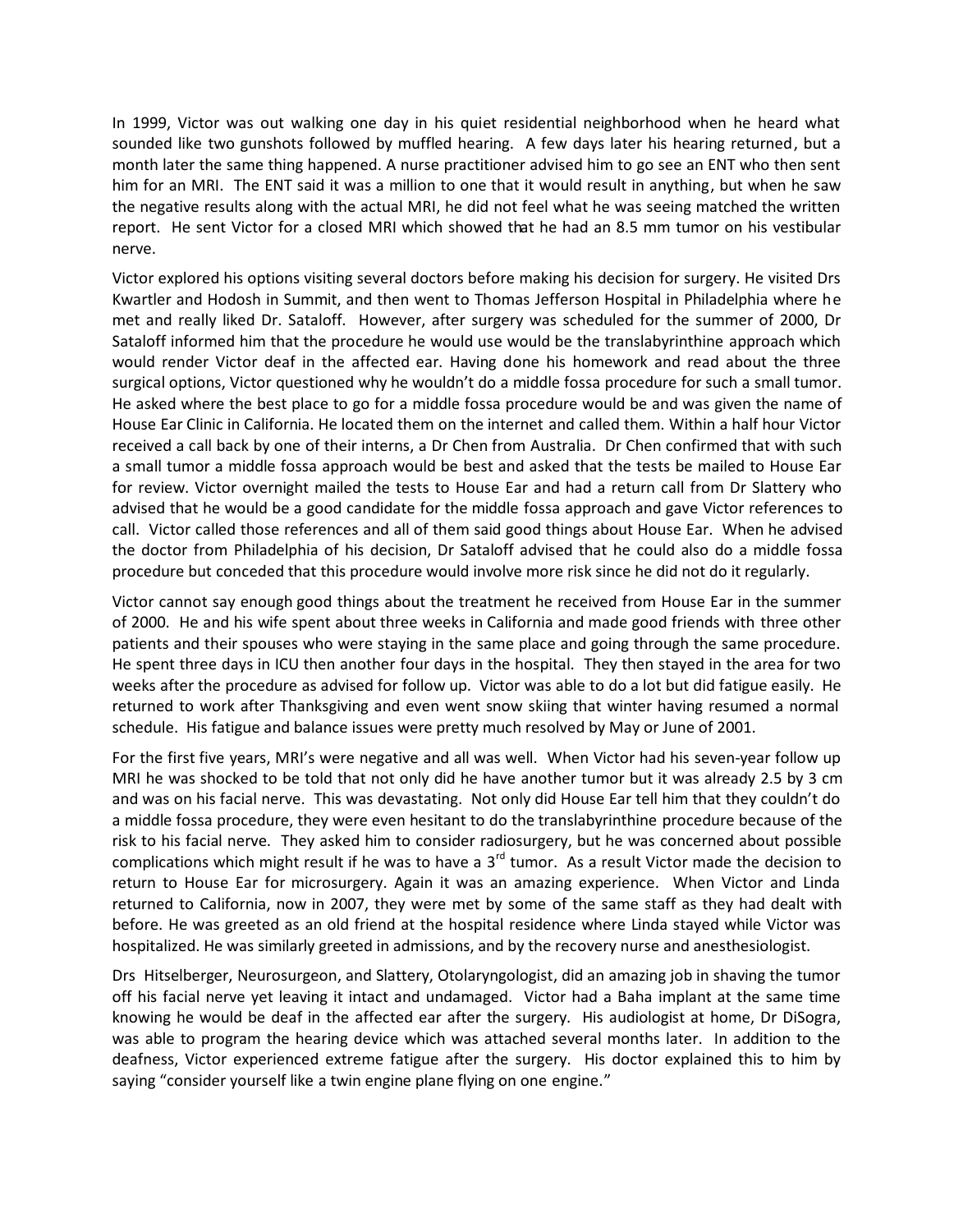In 1999, Victor was out walking one day in his quiet residential neighborhood when he heard what sounded like two gunshots followed by muffled hearing. A few days later his hearing returned, but a month later the same thing happened. A nurse practitioner advised him to go see an ENT who then sent him for an MRI. The ENT said it was a million to one that it would result in anything, but when he saw the negative results along with the actual MRI, he did not feel what he was seeing matched the written report. He sent Victor for a closed MRI which showed that he had an 8.5 mm tumor on his vestibular nerve.

Victor explored his options visiting several doctors before making his decision for surgery. He visited Drs Kwartler and Hodosh in Summit, and then went to Thomas Jefferson Hospital in Philadelphia where he met and really liked Dr. Sataloff. However, after surgery was scheduled for the summer of 2000, Dr Sataloff informed him that the procedure he would use would be the translabyrinthine approach which would render Victor deaf in the affected ear. Having done his homework and read about the three surgical options, Victor questioned why he wouldn't do a middle fossa procedure for such a small tumor. He asked where the best place to go for a middle fossa procedure would be and was given the name of House Ear Clinic in California. He located them on the internet and called them. Within a half hour Victor received a call back by one of their interns, a Dr Chen from Australia. Dr Chen confirmed that with such a small tumor a middle fossa approach would be best and asked that the tests be mailed to House Ear for review. Victor overnight mailed the tests to House Ear and had a return call from Dr Slattery who advised that he would be a good candidate for the middle fossa approach and gave Victor references to call. Victor called those references and all of them said good things about House Ear. When he advised the doctor from Philadelphia of his decision, Dr Sataloff advised that he could also do a middle fossa procedure but conceded that this procedure would involve more risk since he did not do it regularly.

Victor cannot say enough good things about the treatment he received from House Ear in the summer of 2000. He and his wife spent about three weeks in California and made good friends with three other patients and their spouses who were staying in the same place and going through the same procedure. He spent three days in ICU then another four days in the hospital. They then stayed in the area for two weeks after the procedure as advised for follow up. Victor was able to do a lot but did fatigue easily. He returned to work after Thanksgiving and even went snow skiing that winter having resumed a normal schedule. His fatigue and balance issues were pretty much resolved by May or June of 2001.

For the first five years, MRI's were negative and all was well. When Victor had his seven-year follow up MRI he was shocked to be told that not only did he have another tumor but it was already 2.5 by 3 cm and was on his facial nerve. This was devastating. Not only did House Ear tell him that they couldn't do a middle fossa procedure, they were even hesitant to do the translabyrinthine procedure because of the risk to his facial nerve. They asked him to consider radiosurgery, but he was concerned about possible complications which might result if he was to have a 3rd tumor. As a result Victor made the decision to return to House Ear for microsurgery. Again it was an amazing experience. When Victor and Linda returned to California, now in 2007, they were met by some of the same staff as they had dealt with before. He was greeted as an old friend at the hospital residence where Linda stayed while Victor was hospitalized. He was similarly greeted in admissions, and by the recovery nurse and anesthesiologist.

Drs Hitselberger, Neurosurgeon, and Slattery, Otolaryngologist, did an amazing job in shaving the tumor off his facial nerve yet leaving it intact and undamaged. Victor had a Baha implant at the same time knowing he would be deaf in the affected ear after the surgery. His audiologist at home, Dr DiSogra, was able to program the hearing device which was attached several months later. In addition to the deafness, Victor experienced extreme fatigue after the surgery. His doctor explained this to him by saying "consider yourself like a twin engine plane flying on one engine."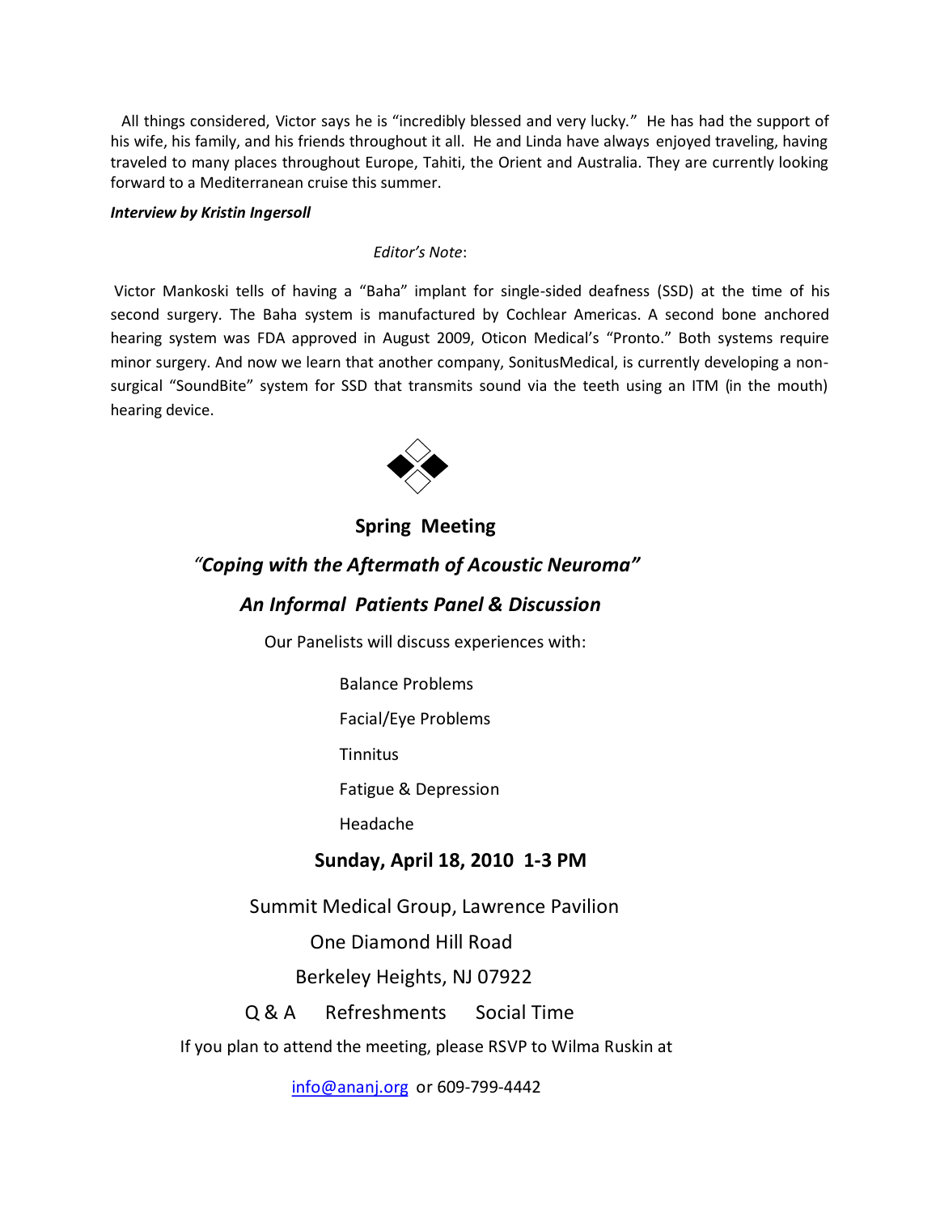All things considered, Victor says he is "incredibly blessed and very lucky." He has had the support of his wife, his family, and his friends throughout it all. He and Linda have always enjoyed traveling, having traveled to many places throughout Europe, Tahiti, the Orient and Australia. They are currently looking forward to a Mediterranean cruise this summer.

***Interview by Kristin Ingersoll***

*Editor's Note*:

Victor Mankoski tells of having a "Baha" implant for single-sided deafness (SSD) at the time of his second surgery. The Baha system is manufactured by Cochlear Americas. A second bone anchored hearing system was FDA approved in August 2009, Oticon Medical's "Pronto." Both systems require minor surgery. And now we learn that another company, SonitusMedical, is currently developing a non-surgical "SoundBite" system for SSD that transmits sound via the teeth using an ITM (in the mouth) hearing device.

## Spring Meeting

### *"Coping with the Aftermath of Acoustic Neuroma"*

### *An Informal Patients Panel & Discussion*

Our Panelists will discuss experiences with:

- Balance Problems
- Facial/Eye Problems
- Tinnitus
- Fatigue & Depression
- Headache

**Sunday, April 18, 2010 1-3 PM**

Summit Medical Group, Lawrence Pavilion

One Diamond Hill Road

Berkeley Heights, NJ 07922

Q & A Refreshments Social Time

If you plan to attend the meeting, please RSVP to Wilma Ruskin at

info@ananj.org or 609-799-4442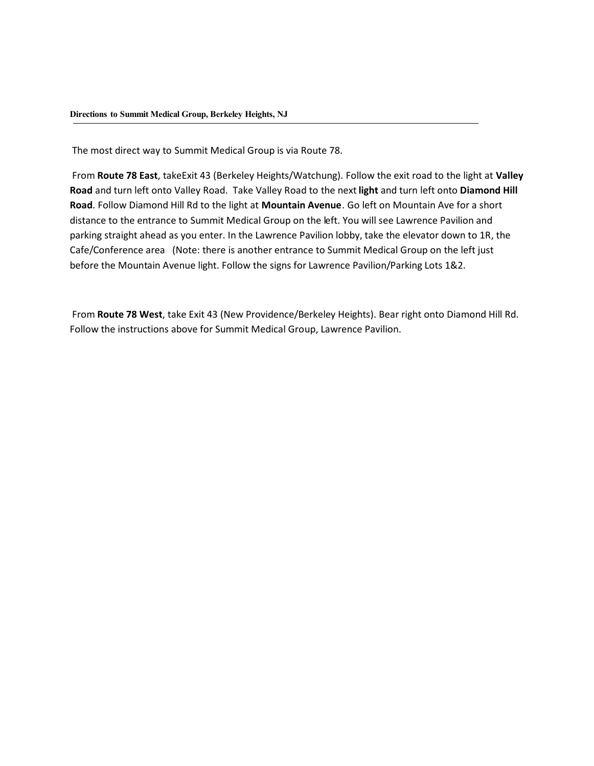**Directions to Summit Medical Group, Berkeley Heights, NJ**

---

The most direct way to Summit Medical Group is via Route 78.

From **Route 78 East**, takeExit 43 (Berkeley Heights/Watchung). Follow the exit road to the light at **Valley Road** and turn left onto Valley Road. Take Valley Road to the next **light** and turn left onto **Diamond Hill Road**. Follow Diamond Hill Rd to the light at **Mountain Avenue**. Go left on Mountain Ave for a short distance to the entrance to Summit Medical Group on the left. You will see Lawrence Pavilion and parking straight ahead as you enter. In the Lawrence Pavilion lobby, take the elevator down to 1R, the Cafe/Conference area (Note: there is another entrance to Summit Medical Group on the left just before the Mountain Avenue light. Follow the signs for Lawrence Pavilion/Parking Lots 1&2.

From **Route 78 West**, take Exit 43 (New Providence/Berkeley Heights). Bear right onto Diamond Hill Rd. Follow the instructions above for Summit Medical Group, Lawrence Pavilion.